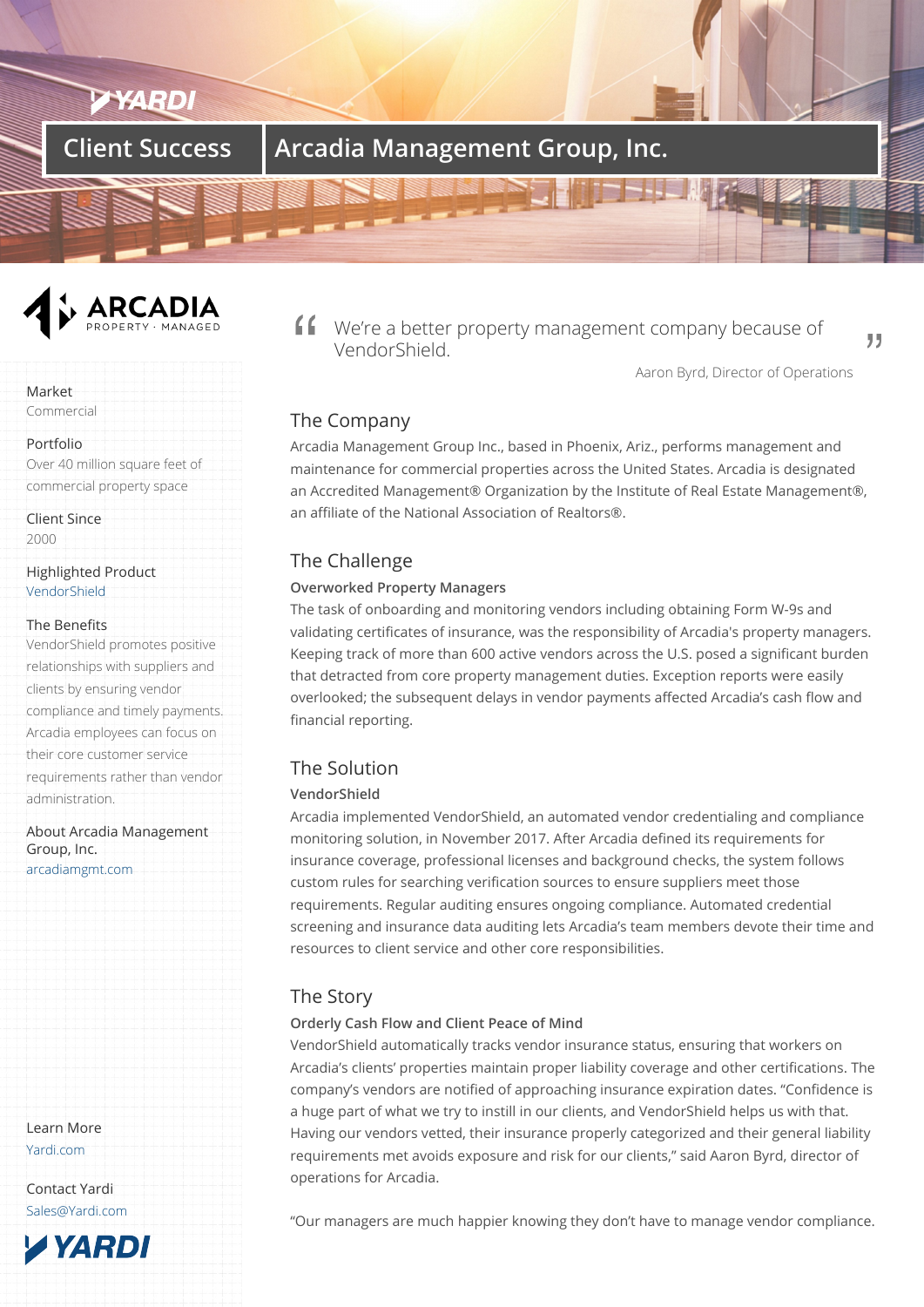# Client Success | Arcadia Management Group, Inc.

ARCADIA PROPERTY · MANAGED

**Market**
Commercial

**Portfolio**
Over 40 million square feet of commercial property space

**Client Since**
2000

**Highlighted Product**
VendorShield

**The Benefits**
VendorShield promotes positive relationships with suppliers and clients by ensuring vendor compliance and timely payments. Arcadia employees can focus on their core customer service requirements rather than vendor administration.

**About Arcadia Management Group, Inc.**
arcadiamgmt.com

**Learn More**
Yardi.com

**Contact Yardi**
Sales@Yardi.com

> "We're a better property management company because of VendorShield."
>
> Aaron Byrd, Director of Operations

## The Company

Arcadia Management Group Inc., based in Phoenix, Ariz., performs management and maintenance for commercial properties across the United States. Arcadia is designated an Accredited Management® Organization by the Institute of Real Estate Management®, an affiliate of the National Association of Realtors®.

## The Challenge

### Overworked Property Managers

The task of onboarding and monitoring vendors including obtaining Form W-9s and validating certificates of insurance, was the responsibility of Arcadia's property managers. Keeping track of more than 600 active vendors across the U.S. posed a significant burden that detracted from core property management duties. Exception reports were easily overlooked; the subsequent delays in vendor payments affected Arcadia's cash flow and financial reporting.

## The Solution

### VendorShield

Arcadia implemented VendorShield, an automated vendor credentialing and compliance monitoring solution, in November 2017. After Arcadia defined its requirements for insurance coverage, professional licenses and background checks, the system follows custom rules for searching verification sources to ensure suppliers meet those requirements. Regular auditing ensures ongoing compliance. Automated credential screening and insurance data auditing lets Arcadia's team members devote their time and resources to client service and other core responsibilities.

## The Story

### Orderly Cash Flow and Client Peace of Mind

VendorShield automatically tracks vendor insurance status, ensuring that workers on Arcadia's clients' properties maintain proper liability coverage and other certifications. The company's vendors are notified of approaching insurance expiration dates. "Confidence is a huge part of what we try to instill in our clients, and VendorShield helps us with that. Having our vendors vetted, their insurance properly categorized and their general liability requirements met avoids exposure and risk for our clients," said Aaron Byrd, director of operations for Arcadia.

"Our managers are much happier knowing they don't have to manage vendor compliance.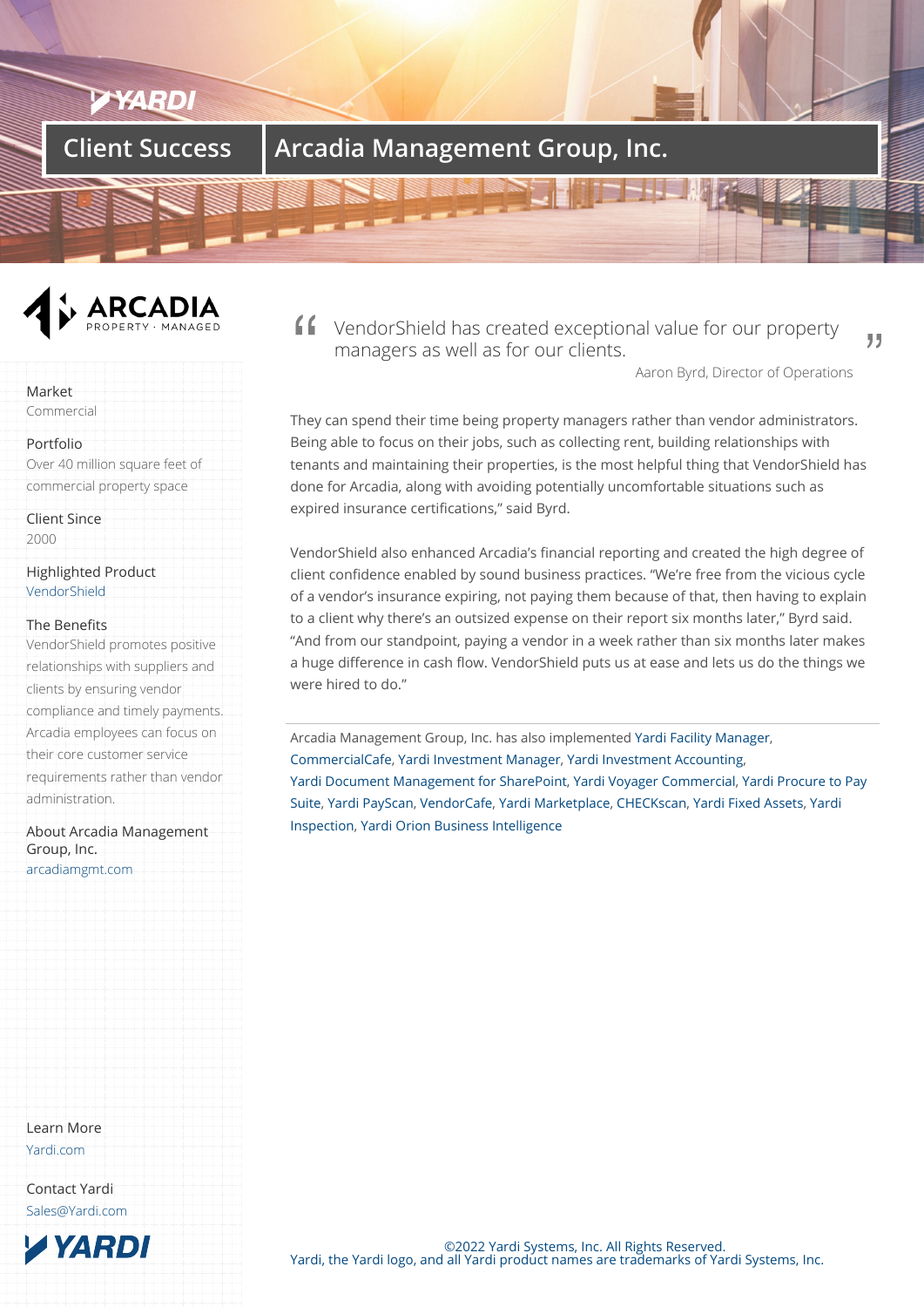# Client Success | Arcadia Management Group, Inc.

ARCADIA PROPERTY · MANAGED

**Market**
Commercial

**Portfolio**
Over 40 million square feet of commercial property space

**Client Since**
2000

**Highlighted Product**
VendorShield

**The Benefits**
VendorShield promotes positive relationships with suppliers and clients by ensuring vendor compliance and timely payments. Arcadia employees can focus on their core customer service requirements rather than vendor administration.

**About Arcadia Management Group, Inc.**
arcadiamgmt.com

> "VendorShield has created exceptional value for our property managers as well as for our clients."
>
> Aaron Byrd, Director of Operations

They can spend their time being property managers rather than vendor administrators. Being able to focus on their jobs, such as collecting rent, building relationships with tenants and maintaining their properties, is the most helpful thing that VendorShield has done for Arcadia, along with avoiding potentially uncomfortable situations such as expired insurance certifications," said Byrd.

VendorShield also enhanced Arcadia's financial reporting and created the high degree of client confidence enabled by sound business practices. "We're free from the vicious cycle of a vendor's insurance expiring, not paying them because of that, then having to explain to a client why there's an outsized expense on their report six months later," Byrd said. "And from our standpoint, paying a vendor in a week rather than six months later makes a huge difference in cash flow. VendorShield puts us at ease and lets us do the things we were hired to do."

Arcadia Management Group, Inc. has also implemented Yardi Facility Manager, CommercialCafe, Yardi Investment Manager, Yardi Investment Accounting, Yardi Document Management for SharePoint, Yardi Voyager Commercial, Yardi Procure to Pay Suite, Yardi PayScan, VendorCafe, Yardi Marketplace, CHECKscan, Yardi Fixed Assets, Yardi Inspection, Yardi Orion Business Intelligence

**Learn More**
Yardi.com

**Contact Yardi**
Sales@Yardi.com

YARDI

©2022 Yardi Systems, Inc. All Rights Reserved.
Yardi, the Yardi logo, and all Yardi product names are trademarks of Yardi Systems, Inc.